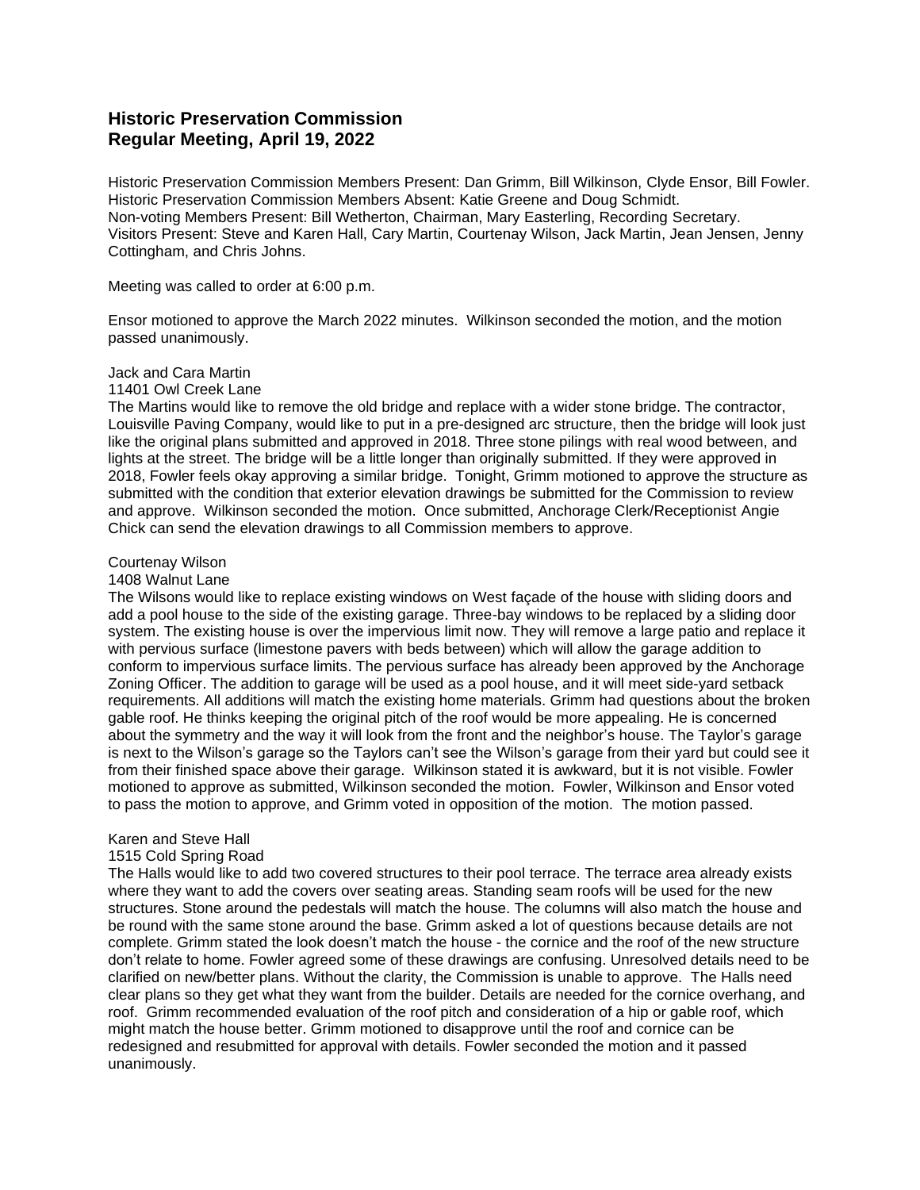# Historic Preservation Commission
# Regular Meeting, April 19, 2022

Historic Preservation Commission Members Present: Dan Grimm, Bill Wilkinson, Clyde Ensor, Bill Fowler.
Historic Preservation Commission Members Absent: Katie Greene and Doug Schmidt.
Non-voting Members Present: Bill Wetherton, Chairman, Mary Easterling, Recording Secretary.
Visitors Present: Steve and Karen Hall, Cary Martin, Courtenay Wilson, Jack Martin, Jean Jensen, Jenny Cottingham, and Chris Johns.

Meeting was called to order at 6:00 p.m.

Ensor motioned to approve the March 2022 minutes. Wilkinson seconded the motion, and the motion passed unanimously.

Jack and Cara Martin
11401 Owl Creek Lane
The Martins would like to remove the old bridge and replace with a wider stone bridge. The contractor, Louisville Paving Company, would like to put in a pre-designed arc structure, then the bridge will look just like the original plans submitted and approved in 2018. Three stone pilings with real wood between, and lights at the street. The bridge will be a little longer than originally submitted. If they were approved in 2018, Fowler feels okay approving a similar bridge. Tonight, Grimm motioned to approve the structure as submitted with the condition that exterior elevation drawings be submitted for the Commission to review and approve. Wilkinson seconded the motion. Once submitted, Anchorage Clerk/Receptionist Angie Chick can send the elevation drawings to all Commission members to approve.

Courtenay Wilson
1408 Walnut Lane
The Wilsons would like to replace existing windows on West façade of the house with sliding doors and add a pool house to the side of the existing garage. Three-bay windows to be replaced by a sliding door system. The existing house is over the impervious limit now. They will remove a large patio and replace it with pervious surface (limestone pavers with beds between) which will allow the garage addition to conform to impervious surface limits. The pervious surface has already been approved by the Anchorage Zoning Officer. The addition to garage will be used as a pool house, and it will meet side-yard setback requirements. All additions will match the existing home materials. Grimm had questions about the broken gable roof. He thinks keeping the original pitch of the roof would be more appealing. He is concerned about the symmetry and the way it will look from the front and the neighbor's house. The Taylor's garage is next to the Wilson's garage so the Taylors can't see the Wilson's garage from their yard but could see it from their finished space above their garage. Wilkinson stated it is awkward, but it is not visible. Fowler motioned to approve as submitted, Wilkinson seconded the motion. Fowler, Wilkinson and Ensor voted to pass the motion to approve, and Grimm voted in opposition of the motion. The motion passed.

Karen and Steve Hall
1515 Cold Spring Road
The Halls would like to add two covered structures to their pool terrace. The terrace area already exists where they want to add the covers over seating areas. Standing seam roofs will be used for the new structures. Stone around the pedestals will match the house. The columns will also match the house and be round with the same stone around the base. Grimm asked a lot of questions because details are not complete. Grimm stated the look doesn't match the house - the cornice and the roof of the new structure don't relate to home. Fowler agreed some of these drawings are confusing. Unresolved details need to be clarified on new/better plans. Without the clarity, the Commission is unable to approve. The Halls need clear plans so they get what they want from the builder. Details are needed for the cornice overhang, and roof. Grimm recommended evaluation of the roof pitch and consideration of a hip or gable roof, which might match the house better. Grimm motioned to disapprove until the roof and cornice can be redesigned and resubmitted for approval with details. Fowler seconded the motion and it passed unanimously.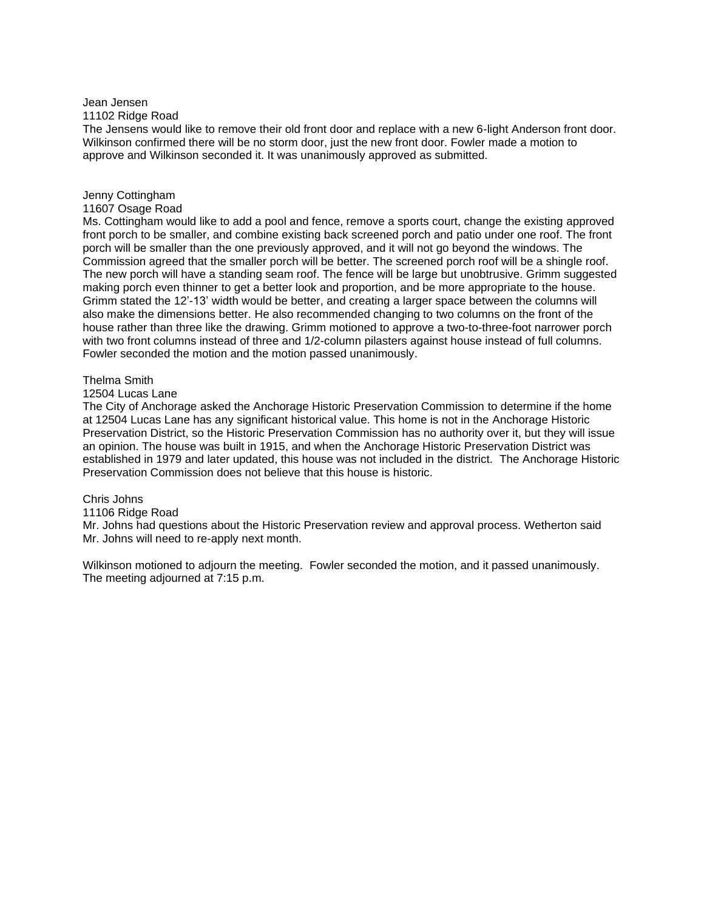Jean Jensen
11102 Ridge Road
The Jensens would like to remove their old front door and replace with a new 6-light Anderson front door. Wilkinson confirmed there will be no storm door, just the new front door. Fowler made a motion to approve and Wilkinson seconded it. It was unanimously approved as submitted.

Jenny Cottingham
11607 Osage Road
Ms. Cottingham would like to add a pool and fence, remove a sports court, change the existing approved front porch to be smaller, and combine existing back screened porch and patio under one roof. The front porch will be smaller than the one previously approved, and it will not go beyond the windows. The Commission agreed that the smaller porch will be better. The screened porch roof will be a shingle roof. The new porch will have a standing seam roof. The fence will be large but unobtrusive. Grimm suggested making porch even thinner to get a better look and proportion, and be more appropriate to the house. Grimm stated the 12'-13' width would be better, and creating a larger space between the columns will also make the dimensions better. He also recommended changing to two columns on the front of the house rather than three like the drawing. Grimm motioned to approve a two-to-three-foot narrower porch with two front columns instead of three and 1/2-column pilasters against house instead of full columns. Fowler seconded the motion and the motion passed unanimously.

Thelma Smith
12504 Lucas Lane
The City of Anchorage asked the Anchorage Historic Preservation Commission to determine if the home at 12504 Lucas Lane has any significant historical value. This home is not in the Anchorage Historic Preservation District, so the Historic Preservation Commission has no authority over it, but they will issue an opinion. The house was built in 1915, and when the Anchorage Historic Preservation District was established in 1979 and later updated, this house was not included in the district. The Anchorage Historic Preservation Commission does not believe that this house is historic.

Chris Johns
11106 Ridge Road
Mr. Johns had questions about the Historic Preservation review and approval process. Wetherton said Mr. Johns will need to re-apply next month.

Wilkinson motioned to adjourn the meeting. Fowler seconded the motion, and it passed unanimously. The meeting adjourned at 7:15 p.m.